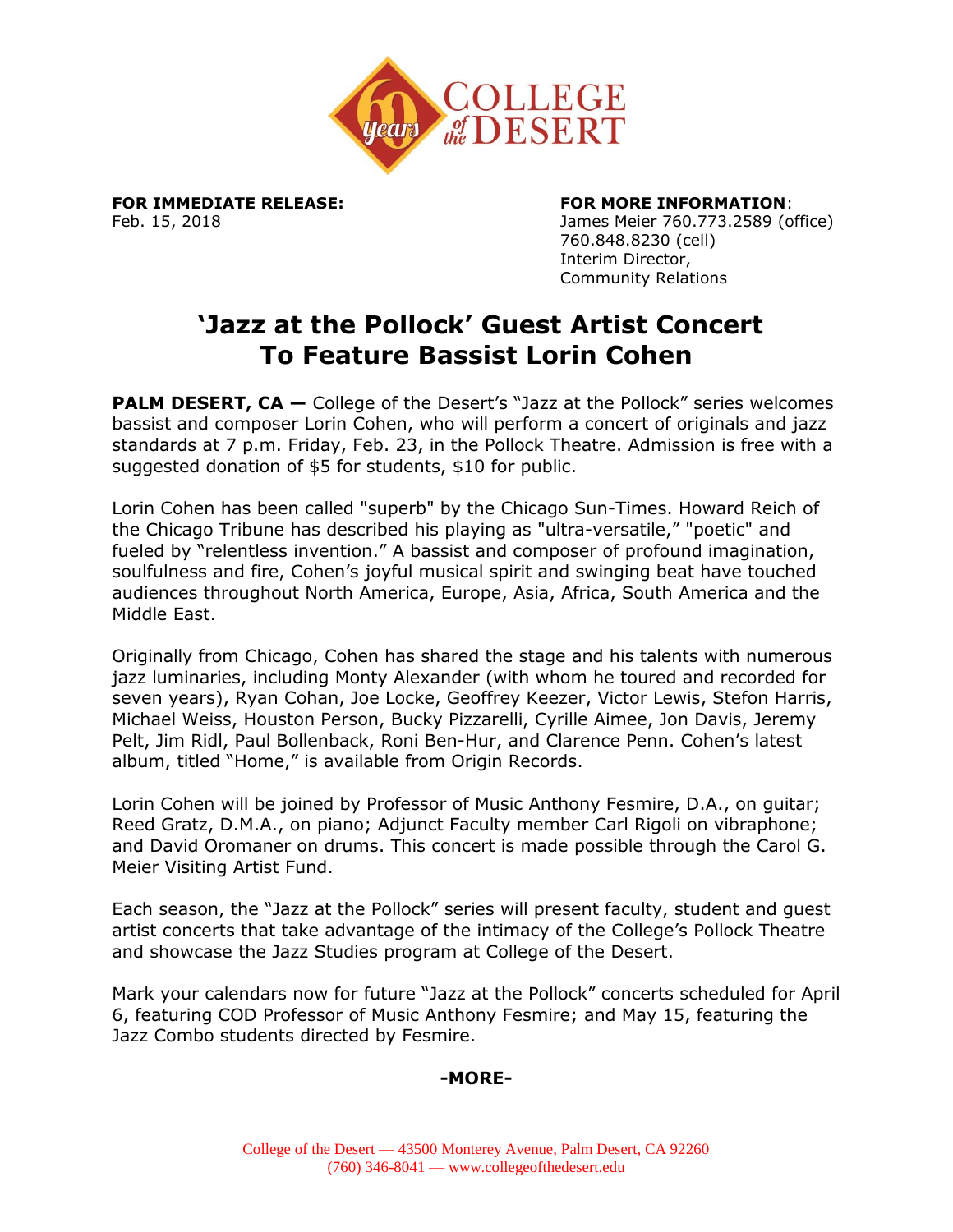**FOR IMMEDIATE RELEASE:**
Feb. 15, 2018

**FOR MORE INFORMATION**:
James Meier 760.773.2589 (office)
760.848.8230 (cell)
Interim Director,
Community Relations

# 'Jazz at the Pollock' Guest Artist Concert To Feature Bassist Lorin Cohen

**PALM DESERT, CA —** College of the Desert's "Jazz at the Pollock" series welcomes bassist and composer Lorin Cohen, who will perform a concert of originals and jazz standards at 7 p.m. Friday, Feb. 23, in the Pollock Theatre. Admission is free with a suggested donation of $5 for students, $10 for public.

Lorin Cohen has been called "superb" by the Chicago Sun-Times. Howard Reich of the Chicago Tribune has described his playing as "ultra-versatile," "poetic" and fueled by "relentless invention." A bassist and composer of profound imagination, soulfulness and fire, Cohen's joyful musical spirit and swinging beat have touched audiences throughout North America, Europe, Asia, Africa, South America and the Middle East.

Originally from Chicago, Cohen has shared the stage and his talents with numerous jazz luminaries, including Monty Alexander (with whom he toured and recorded for seven years), Ryan Cohan, Joe Locke, Geoffrey Keezer, Victor Lewis, Stefon Harris, Michael Weiss, Houston Person, Bucky Pizzarelli, Cyrille Aimee, Jon Davis, Jeremy Pelt, Jim Ridl, Paul Bollenback, Roni Ben-Hur, and Clarence Penn. Cohen's latest album, titled "Home," is available from Origin Records.

Lorin Cohen will be joined by Professor of Music Anthony Fesmire, D.A., on guitar; Reed Gratz, D.M.A., on piano; Adjunct Faculty member Carl Rigoli on vibraphone; and David Oromaner on drums. This concert is made possible through the Carol G. Meier Visiting Artist Fund.

Each season, the "Jazz at the Pollock" series will present faculty, student and guest artist concerts that take advantage of the intimacy of the College's Pollock Theatre and showcase the Jazz Studies program at College of the Desert.

Mark your calendars now for future "Jazz at the Pollock" concerts scheduled for April 6, featuring COD Professor of Music Anthony Fesmire; and May 15, featuring the Jazz Combo students directed by Fesmire.

**-MORE-**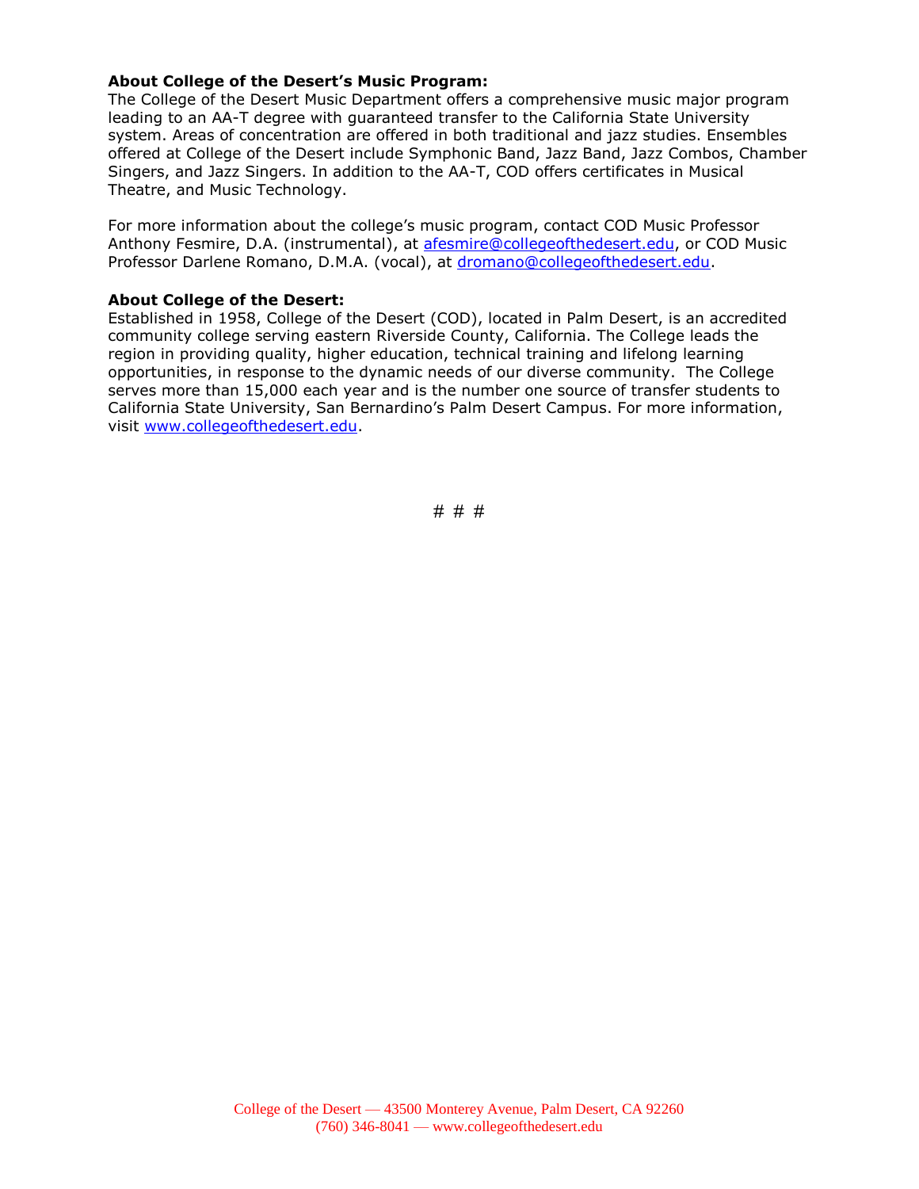**About College of the Desert's Music Program:**
The College of the Desert Music Department offers a comprehensive music major program leading to an AA-T degree with guaranteed transfer to the California State University system. Areas of concentration are offered in both traditional and jazz studies. Ensembles offered at College of the Desert include Symphonic Band, Jazz Band, Jazz Combos, Chamber Singers, and Jazz Singers. In addition to the AA-T, COD offers certificates in Musical Theatre, and Music Technology.

For more information about the college's music program, contact COD Music Professor Anthony Fesmire, D.A. (instrumental), at afesmire@collegeofthedesert.edu, or COD Music Professor Darlene Romano, D.M.A. (vocal), at dromano@collegeofthedesert.edu.

**About College of the Desert:**
Established in 1958, College of the Desert (COD), located in Palm Desert, is an accredited community college serving eastern Riverside County, California. The College leads the region in providing quality, higher education, technical training and lifelong learning opportunities, in response to the dynamic needs of our diverse community. The College serves more than 15,000 each year and is the number one source of transfer students to California State University, San Bernardino's Palm Desert Campus. For more information, visit www.collegeofthedesert.edu.

# # #

College of the Desert — 43500 Monterey Avenue, Palm Desert, CA 92260
(760) 346-8041 — www.collegeofthedesert.edu